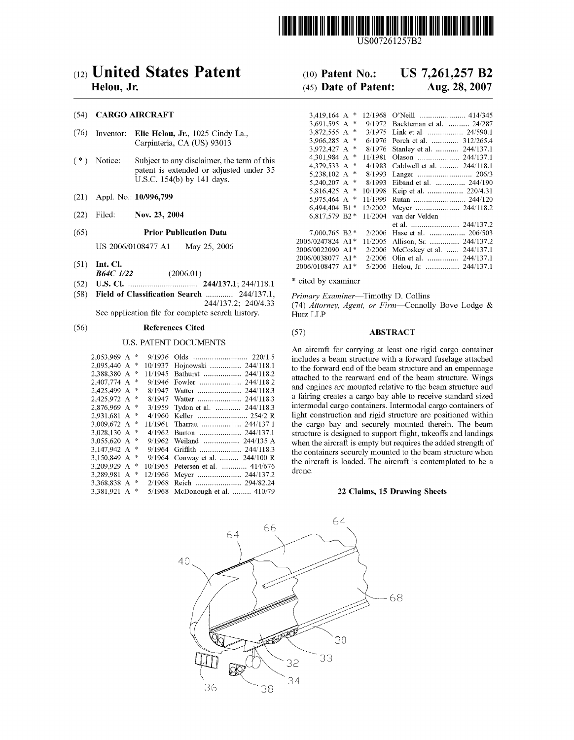US007261257B2

# (12) United States Patent
**Helou, Jr.**

(10) **Patent No.: US 7,261,257 B2**

(45) **Date of Patent: Aug. 28, 2007**

(54) **CARGO AIRCRAFT**

(76) Inventor: **Elie Helou, Jr.**, 1025 Cindy La., Carpinteria, CA (US) 93013

(*) Notice: Subject to any disclaimer, the term of this patent is extended or adjusted under 35 U.S.C. 154(b) by 141 days.

(21) Appl. No.: **10/996,799**

(22) Filed: **Nov. 23, 2004**

(65) **Prior Publication Data**

US 2006/0108477 A1 May 25, 2006

(51) **Int. Cl.**
*B64C 1/22* (2006.01)

(52) **U.S. Cl.** .................................. **244/137.1**; 244/118.1

(58) **Field of Classification Search** ............. 244/137.1, 244/137.2; 240/4.33
See application file for complete search history.

(56) **References Cited**

U.S. PATENT DOCUMENTS

| | | | |
|---|---|---|---|
| 2,053,969 A * | 9/1936 | Olds | 220/1.5 |
| 2,095,440 A * | 10/1937 | Hojnowski | 244/118.1 |
| 2,388,380 A * | 11/1945 | Bathurst | 244/118.2 |
| 2,407,774 A * | 9/1946 | Fowler | 244/118.2 |
| 2,425,499 A * | 8/1947 | Watter | 244/118.3 |
| 2,425,972 A * | 8/1947 | Watter | 244/118.3 |
| 2,876,969 A * | 3/1959 | Tydon et al. | 244/118.3 |
| 2,931,681 A * | 4/1960 | Keller | 254/2 R |
| 3,009,672 A * | 11/1961 | Tharratt | 244/137.1 |
| 3,028,130 A * | 4/1962 | Burton | 244/137.1 |
| 3,055,620 A * | 9/1962 | Weiland | 244/135 A |
| 3,147,942 A * | 9/1964 | Griffith | 244/118.3 |
| 3,150,849 A * | 9/1964 | Conway et al. | 244/100 R |
| 3,209,929 A * | 10/1965 | Petersen et al. | 414/676 |
| 3,289,981 A * | 12/1966 | Meyer | 244/137.2 |
| 3,368,838 A * | 2/1968 | Reich | 294/82.24 |
| 3,381,921 A * | 5/1968 | McDonough et al. | 410/79 |
| 3,419,164 A * | 12/1968 | O'Neill | 414/345 |
| 3,691,595 A * | 9/1972 | Backteman et al. | 24/287 |
| 3,872,555 A * | 3/1975 | Link et al. | 24/590.1 |
| 3,966,285 A * | 6/1976 | Porch et al. | 312/265.4 |
| 3,972,427 A * | 8/1976 | Stanley et al. | 244/137.1 |
| 4,301,984 A * | 11/1981 | Olason | 244/137.1 |
| 4,379,533 A * | 4/1983 | Caldwell et al. | 244/118.1 |
| 5,238,102 A * | 8/1993 | Langer | 206/3 |
| 5,240,207 A * | 8/1993 | Eiband et al. | 244/190 |
| 5,816,425 A * | 10/1998 | Keip et al. | 220/4.31 |
| 5,975,464 A * | 11/1999 | Rutan | 244/120 |
| 6,494,404 B1 * | 12/2002 | Meyer | 244/118.2 |
| 6,817,579 B2 * | 11/2004 | van der Velden et al. | 244/137.2 |
| 7,000,765 B2 * | 2/2006 | Hase et al. | 206/503 |
| 2005/0247824 A1 * | 11/2005 | Allison, Sr. | 244/137.2 |
| 2006/0022090 A1 * | 2/2006 | McCoskey et al. | 244/137.1 |
| 2006/0038077 A1 * | 2/2006 | Olin et al. | 244/137.1 |
| 2006/0108477 A1 * | 5/2006 | Helou, Jr. | 244/137.1 |

\* cited by examiner

*Primary Examiner*—Timothy D. Collins

(74) *Attorney, Agent, or Firm*—Connolly Bove Lodge & Hutz LLP

(57) **ABSTRACT**

An aircraft for carrying at least one rigid cargo container includes a beam structure with a forward fuselage attached to the forward end of the beam structure and an empennage attached to the rearward end of the beam structure. Wings and engines are mounted relative to the beam structure and a fairing creates a cargo bay able to receive standard sized intermodal cargo containers. Intermodal cargo containers of light construction and rigid structure are positioned within the cargo bay and securely mounted therein. The beam structure is designed to support flight, takeoffs and landings when the aircraft is empty but requires the added strength of the containers securely mounted to the beam structure when the aircraft is loaded. The aircraft is contemplated to be a drone.

**22 Claims, 15 Drawing Sheets**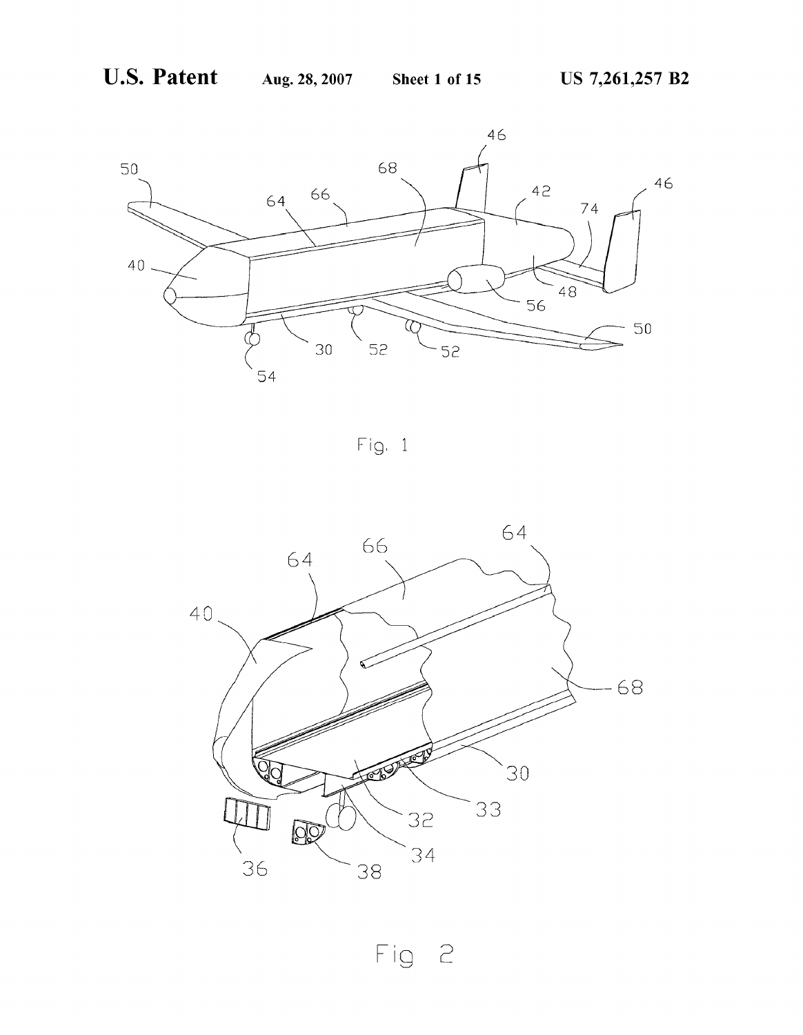Fig. 1

Fig 2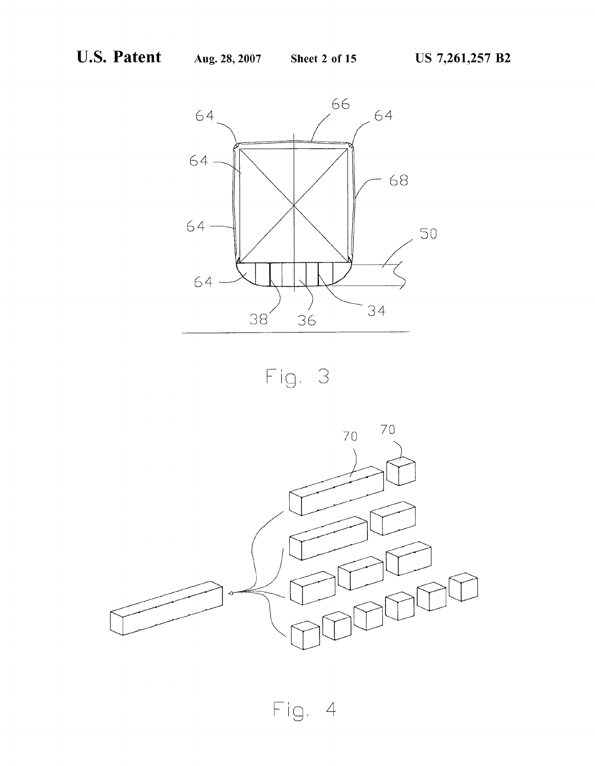Fig. 3

Fig. 4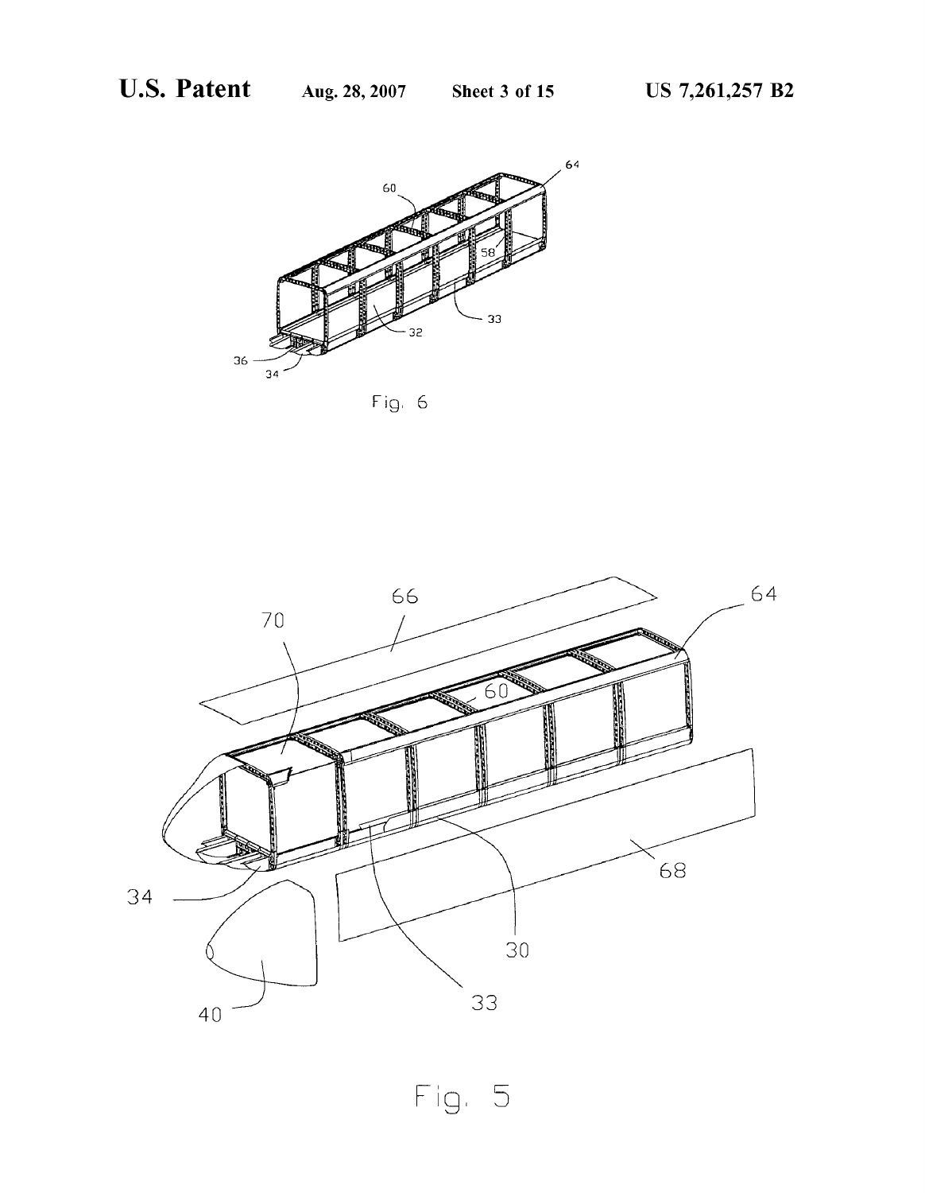Fig. 6

Fig. 5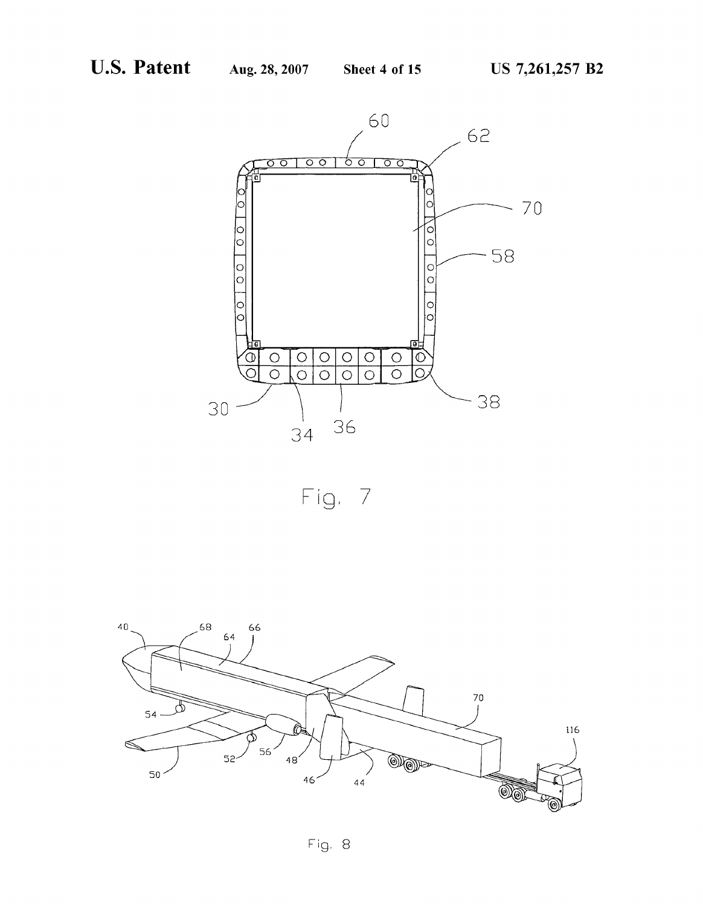Fig. 7

Fig. 8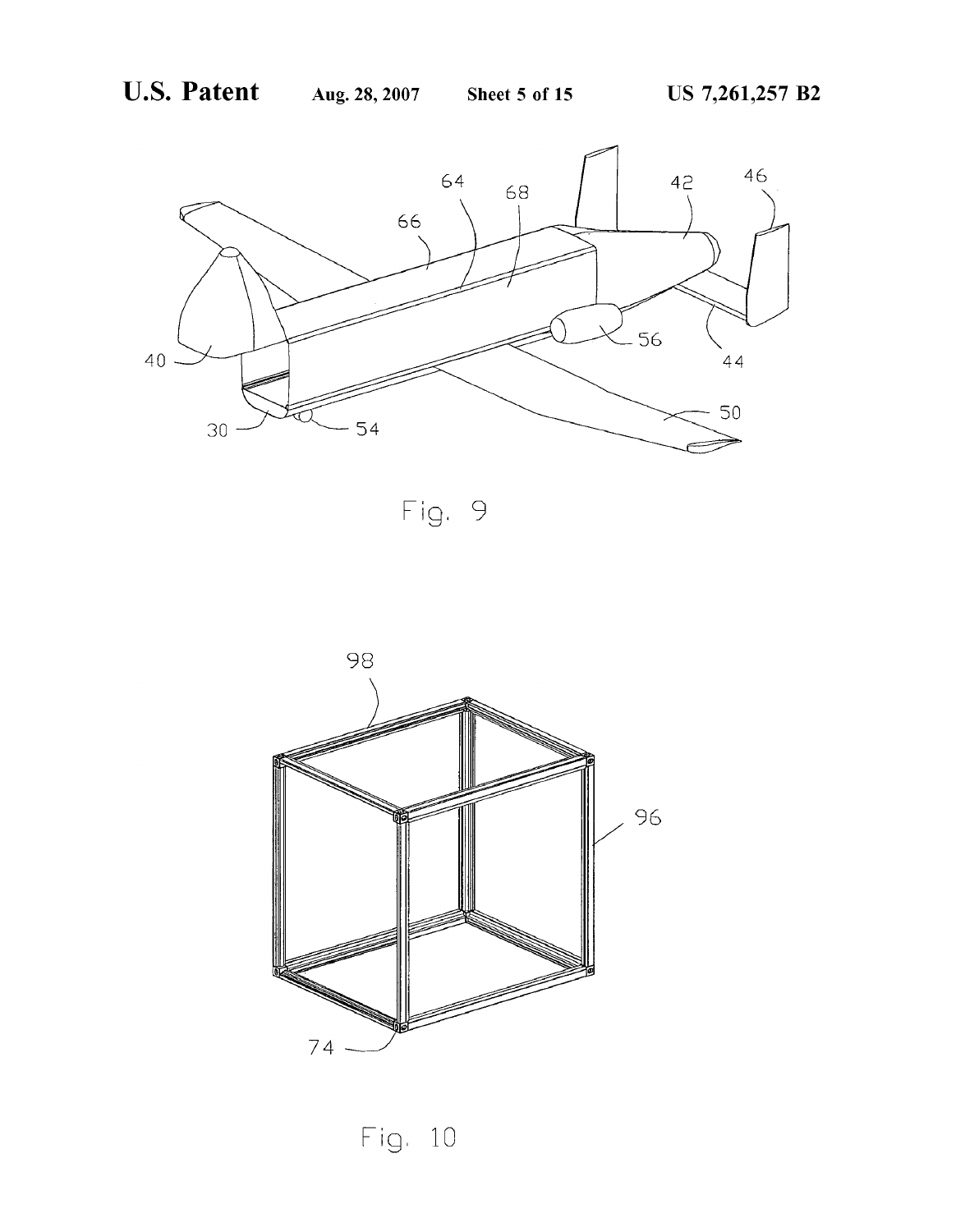Fig. 9

Fig. 10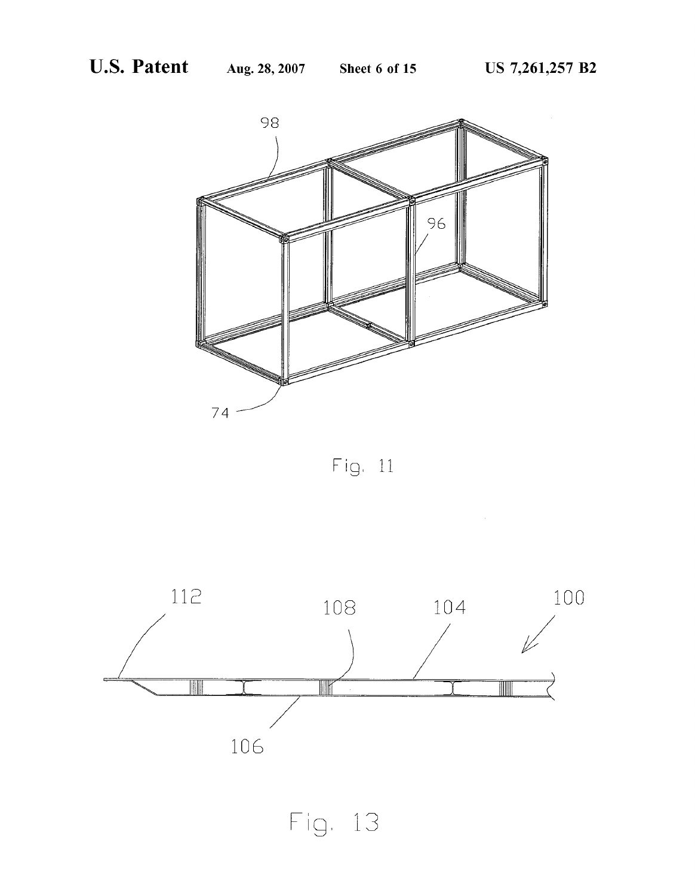Fig. 11

Fig. 13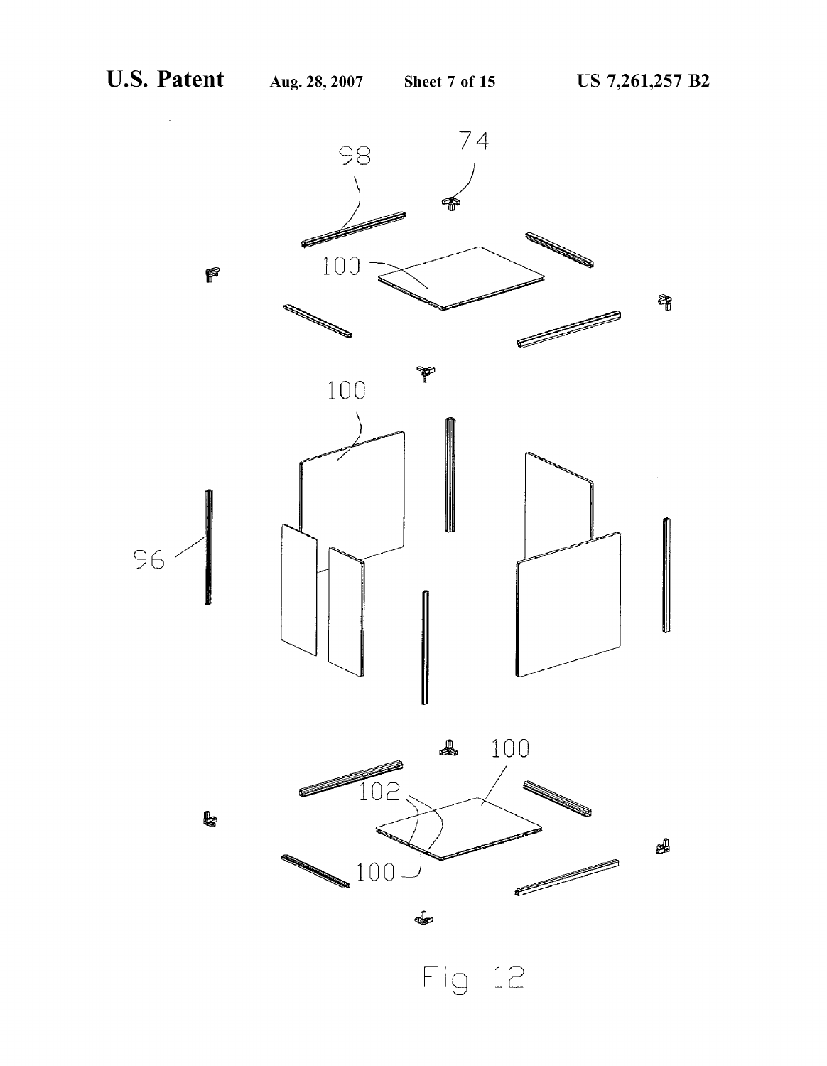98 74

100

100

96

100

102

100

Fig 12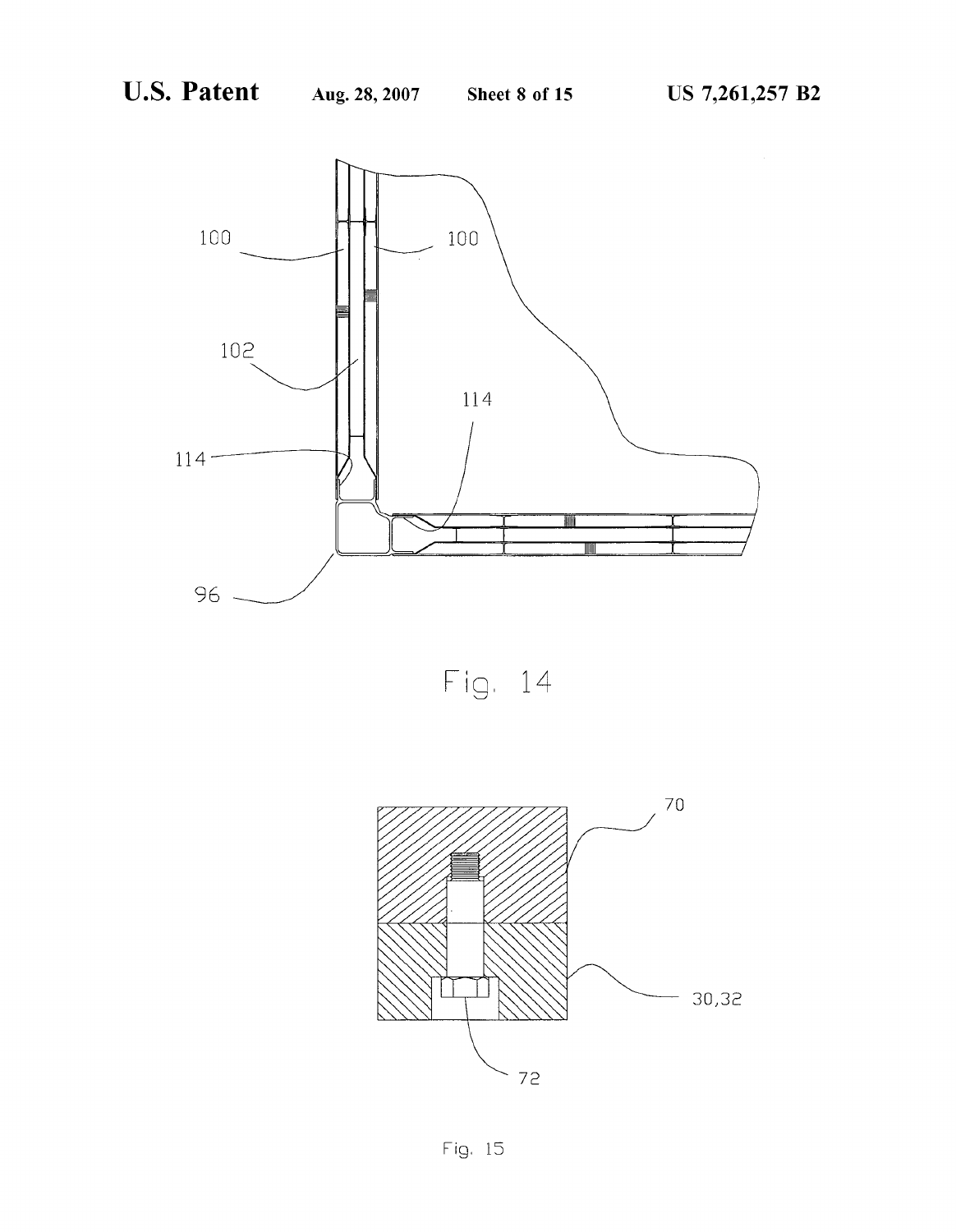Fig. 14

Fig. 15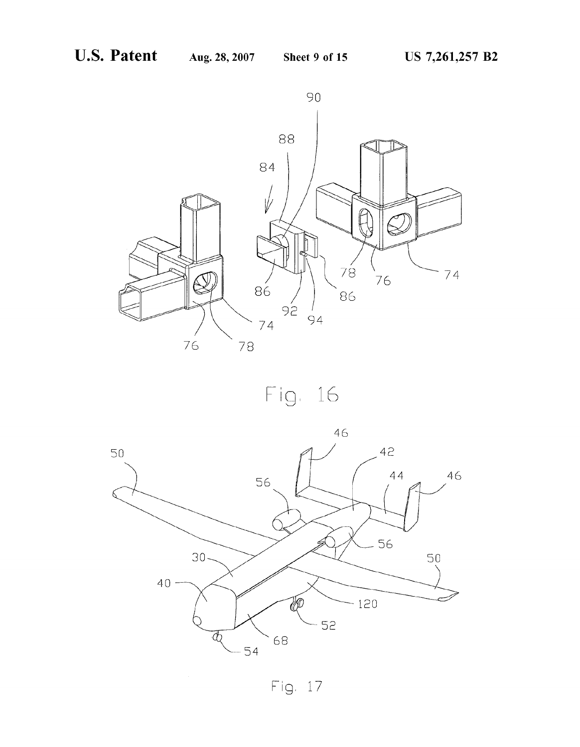Fig. 16

Fig. 17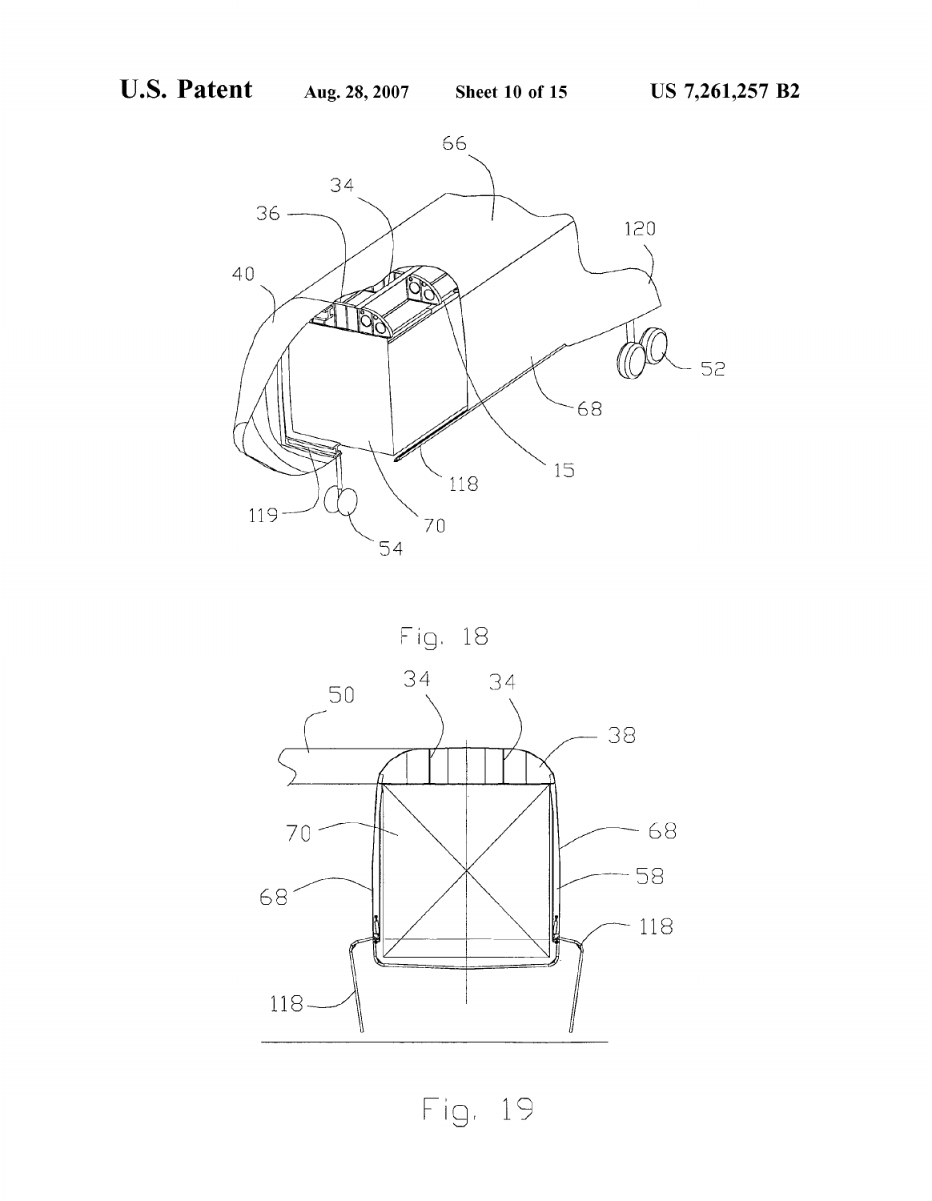Fig. 18

Fig. 19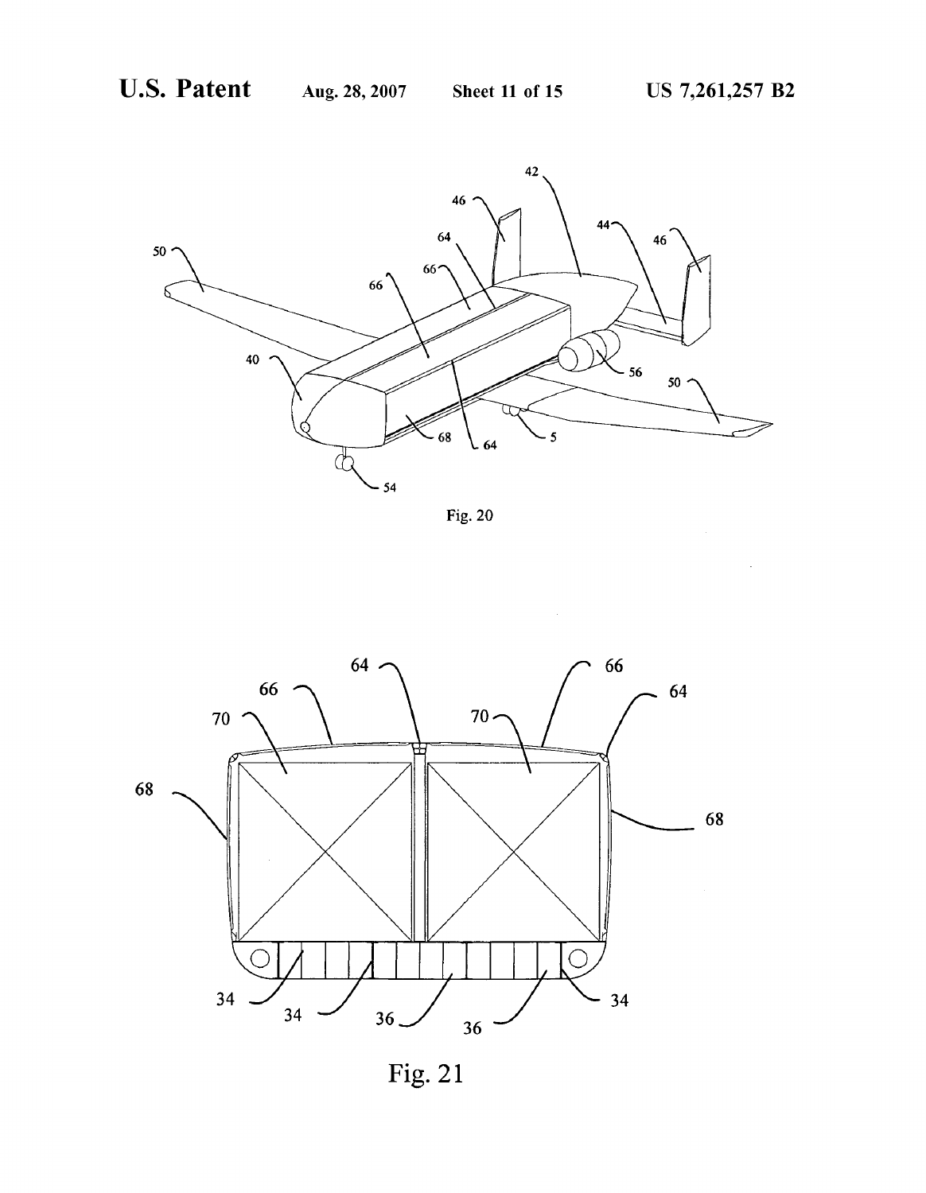Fig. 20

Fig. 21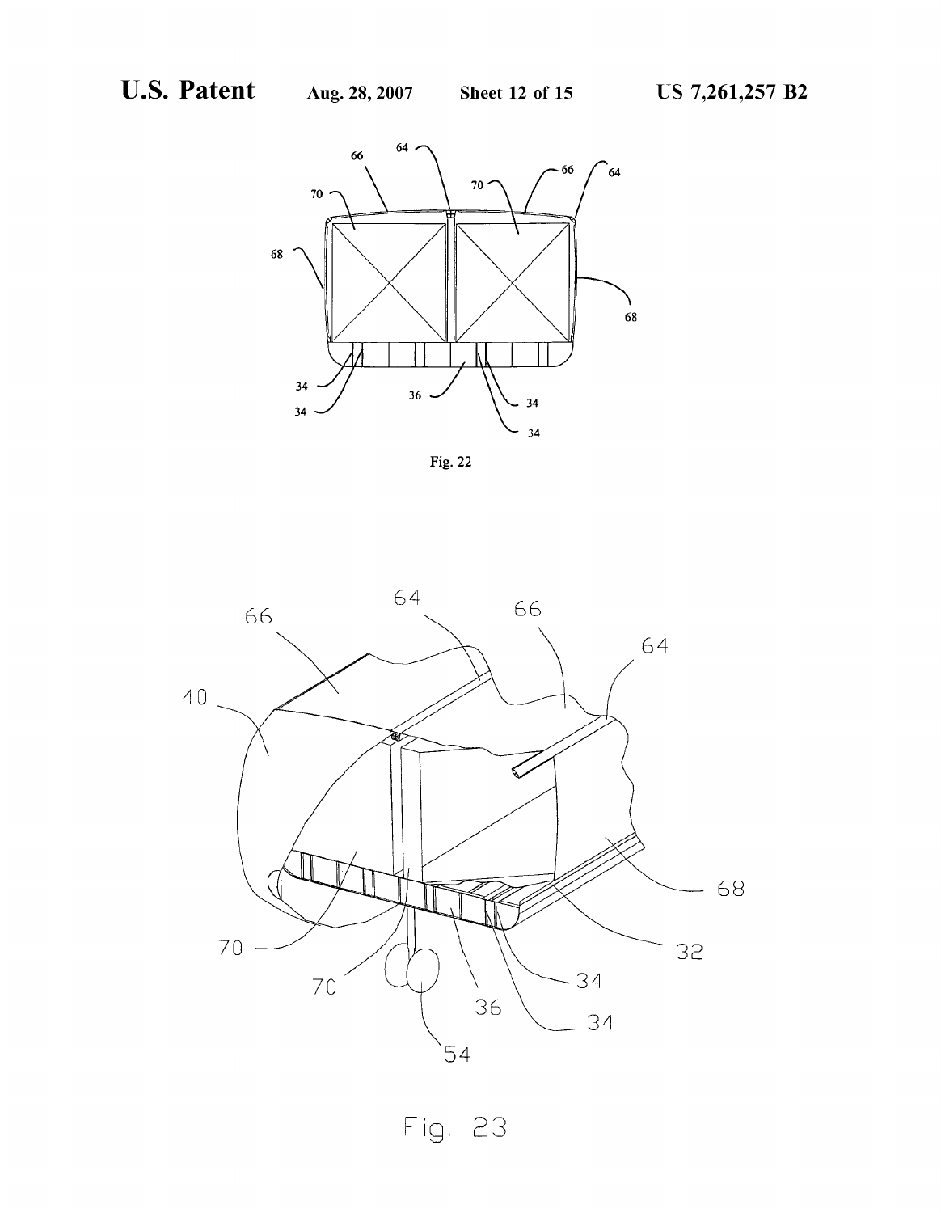Fig. 22

Fig. 23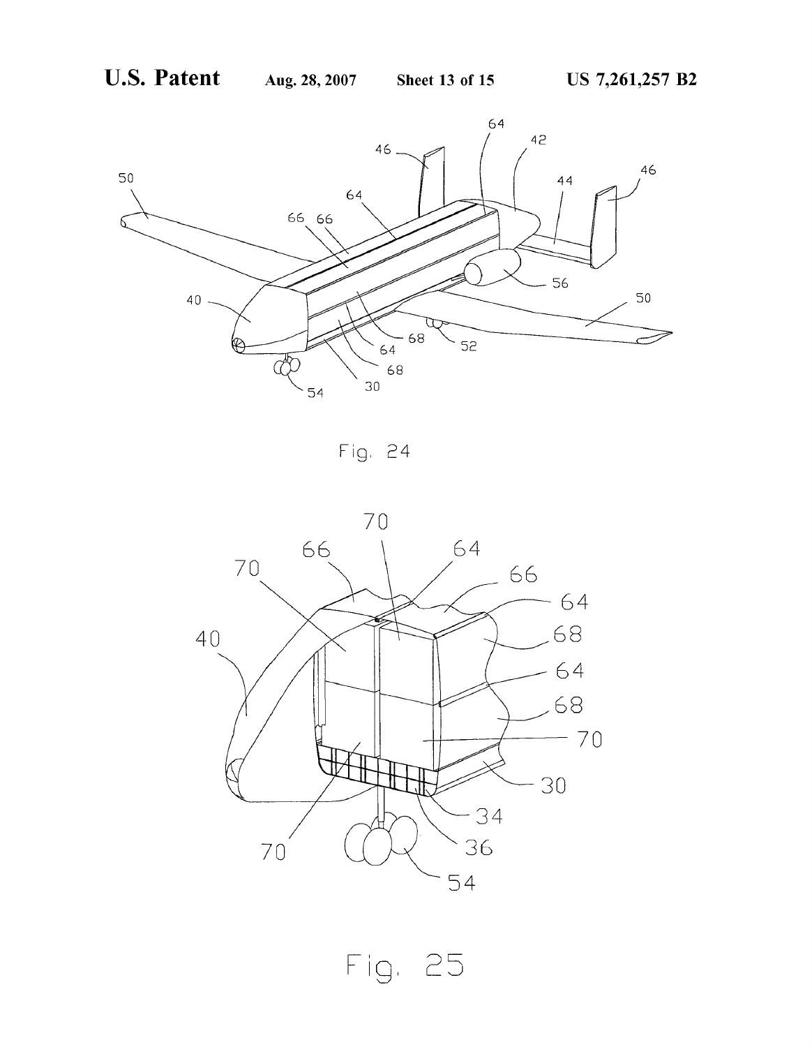Fig. 24

Fig. 25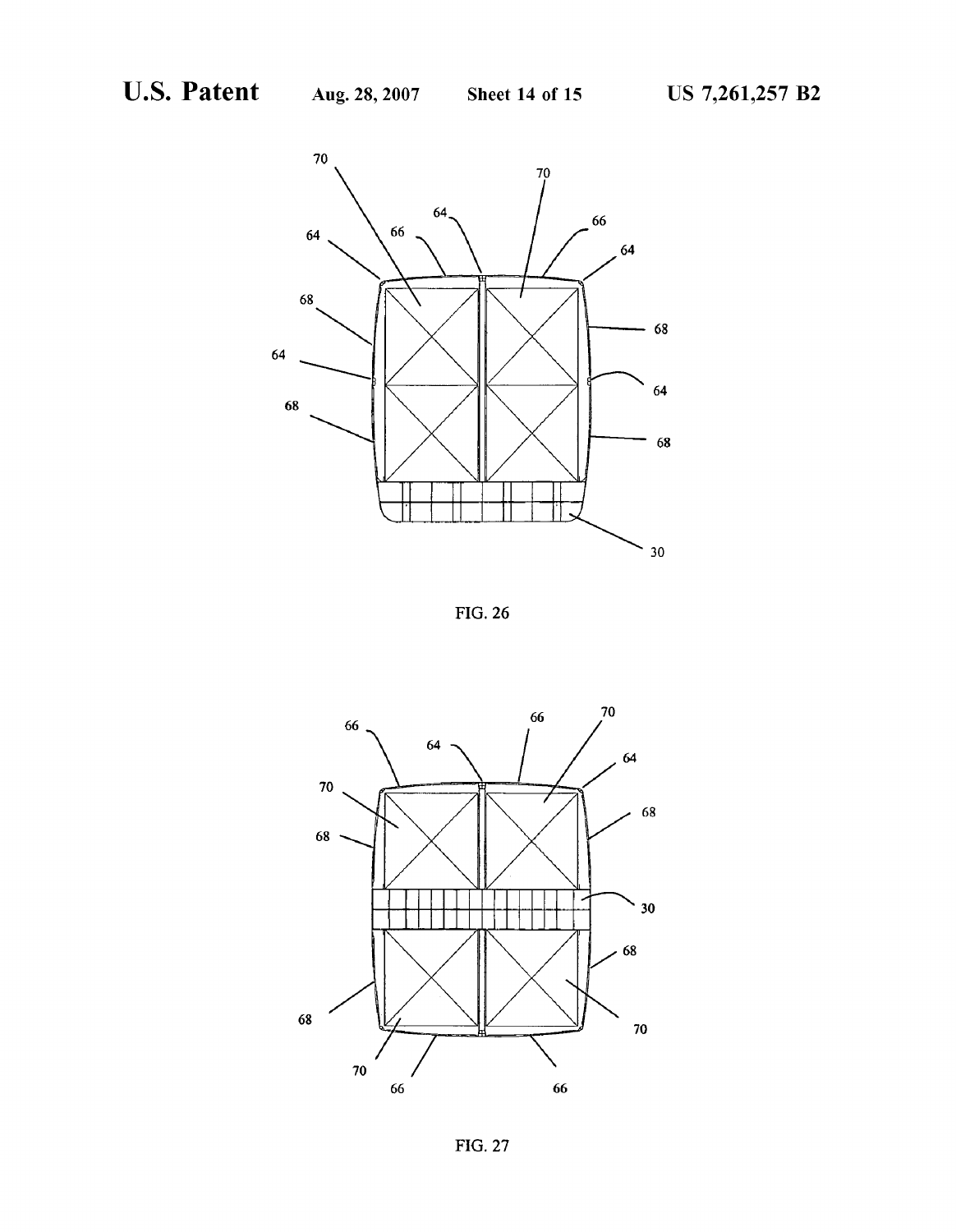FIG. 26

FIG. 27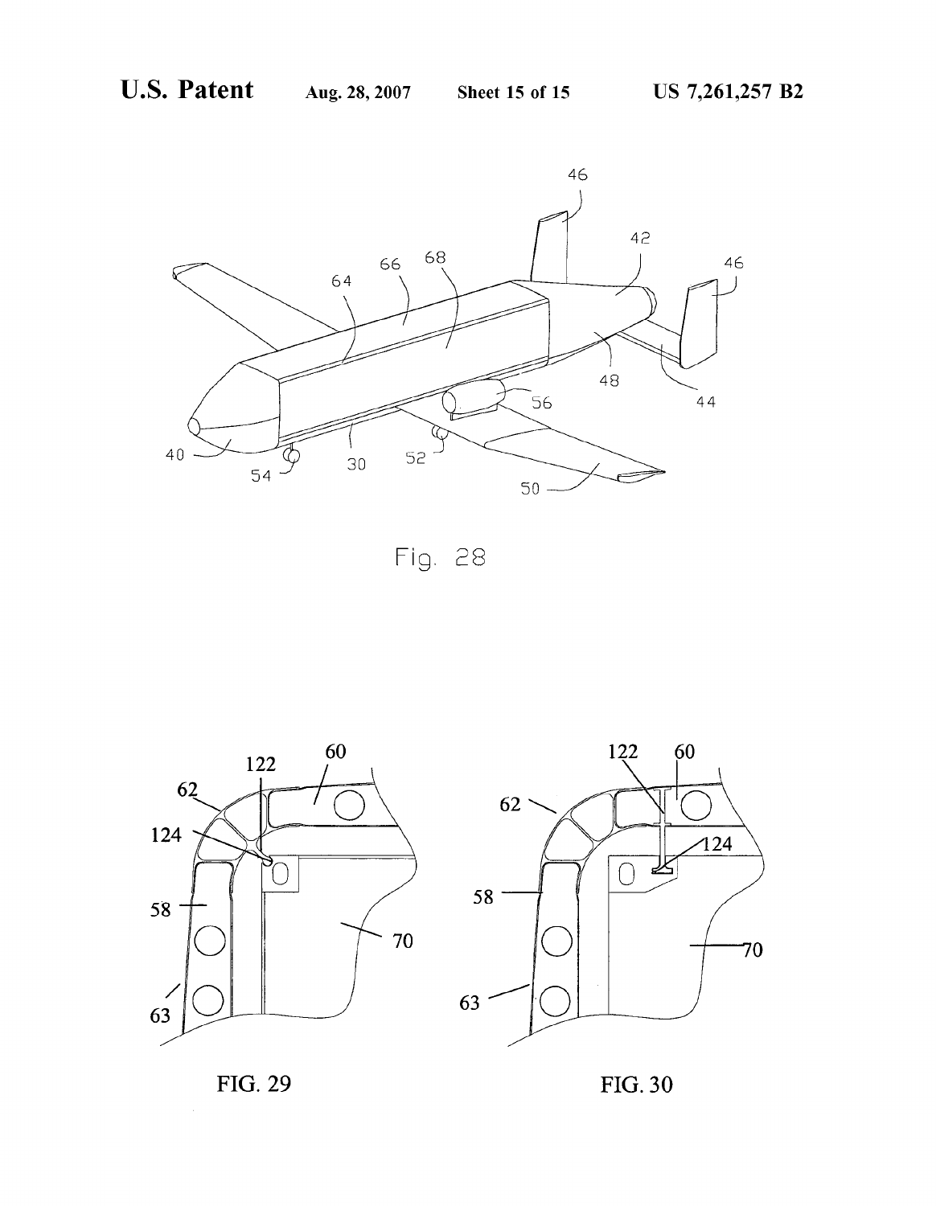Fig. 28

FIG. 29

FIG. 30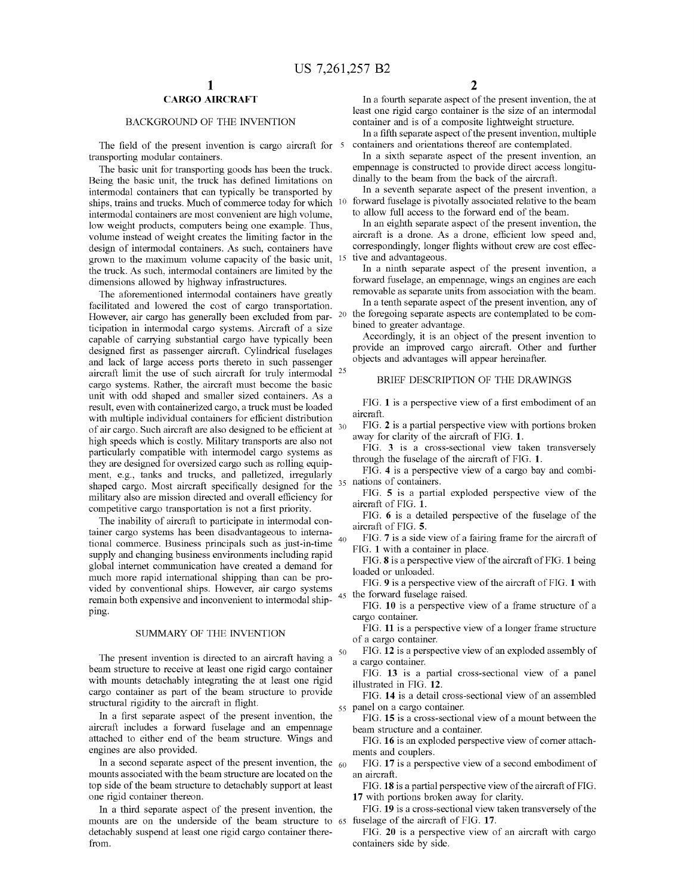# CARGO AIRCRAFT

## BACKGROUND OF THE INVENTION

The field of the present invention is cargo aircraft for transporting modular containers.

The basic unit for transporting goods has been the truck. Being the basic unit, the truck has defined limitations on intermodal containers that can typically be transported by ships, trains and trucks. Much of commerce today for which intermodal containers are most convenient are high volume, low weight products, computers being one example. Thus, volume instead of weight creates the limiting factor in the design of intermodal containers. As such, containers have grown to the maximum volume capacity of the basic unit, the truck. As such, intermodal containers are limited by the dimensions allowed by highway infrastructures.

The aforementioned intermodal containers have greatly facilitated and lowered the cost of cargo transportation. However, air cargo has generally been excluded from participation in intermodal cargo systems. Aircraft of a size capable of carrying substantial cargo have typically been designed first as passenger aircraft. Cylindrical fuselages and lack of large access ports thereto in such passenger aircraft limit the use of such aircraft for truly intermodal cargo systems. Rather, the aircraft must become the basic unit with odd shaped and smaller sized containers. As a result, even with containerized cargo, a truck must be loaded with multiple individual containers for efficient distribution of air cargo. Such aircraft are also designed to be efficient at high speeds which is costly. Military transports are also not particularly compatible with intermodel cargo systems as they are designed for oversized cargo such as rolling equipment, e.g., tanks and trucks, and palletized, irregularly shaped cargo. Most aircraft specifically designed for the military also are mission directed and overall efficiency for competitive cargo transportation is not a first priority.

The inability of aircraft to participate in intermodal container cargo systems has been disadvantageous to international commerce. Business principals such as just-in-time supply and changing business environments including rapid global internet communication have created a demand for much more rapid international shipping than can be provided by conventional ships. However, air cargo systems remain both expensive and inconvenient to intermodal shipping.

## SUMMARY OF THE INVENTION

The present invention is directed to an aircraft having a beam structure to receive at least one rigid cargo container with mounts detachably integrating the at least one rigid cargo container as part of the beam structure to provide structural rigidity to the aircraft in flight.

In a first separate aspect of the present invention, the aircraft includes a forward fuselage and an empennage attached to either end of the beam structure. Wings and engines are also provided.

In a second separate aspect of the present invention, the mounts associated with the beam structure are located on the top side of the beam structure to detachably support at least one rigid container thereon.

In a third separate aspect of the present invention, the mounts are on the underside of the beam structure to detachably suspend at least one rigid cargo container therefrom.

In a fourth separate aspect of the present invention, the at least one rigid cargo container is the size of an intermodal container and is of a composite lightweight structure.

In a fifth separate aspect of the present invention, multiple containers and orientations thereof are contemplated.

In a sixth separate aspect of the present invention, an empennage is constructed to provide direct access longitudinally to the beam from the back of the aircraft.

In a seventh separate aspect of the present invention, a forward fuselage is pivotally associated relative to the beam to allow full access to the forward end of the beam.

In an eighth separate aspect of the present invention, the aircraft is a drone. As a drone, efficient low speed and, correspondingly, longer flights without crew are cost effective and advantageous.

In a ninth separate aspect of the present invention, a forward fuselage, an empennage, wings an engines are each removable as separate units from association with the beam.

In a tenth separate aspect of the present invention, any of the foregoing separate aspects are contemplated to be combined to greater advantage.

Accordingly, it is an object of the present invention to provide an improved cargo aircraft. Other and further objects and advantages will appear hereinafter.

## BRIEF DESCRIPTION OF THE DRAWINGS

FIG. **1** is a perspective view of a first embodiment of an aircraft.

FIG. **2** is a partial perspective view with portions broken away for clarity of the aircraft of FIG. **1**.

FIG. **3** is a cross-sectional view taken transversely through the fuselage of the aircraft of FIG. **1**.

FIG. **4** is a perspective view of a cargo bay and combinations of containers.

FIG. **5** is a partial exploded perspective view of the aircraft of FIG. **1**.

FIG. **6** is a detailed perspective of the fuselage of the aircraft of FIG. **5**.

FIG. **7** is a side view of a fairing frame for the aircraft of FIG. **1** with a container in place.

FIG. **8** is a perspective view of the aircraft of FIG. **1** being loaded or unloaded.

FIG. **9** is a perspective view of the aircraft of FIG. **1** with the forward fuselage raised.

FIG. **10** is a perspective view of a frame structure of a cargo container.

FIG. **11** is a perspective view of a longer frame structure of a cargo container.

FIG. **12** is a perspective view of an exploded assembly of a cargo container.

FIG. **13** is a partial cross-sectional view of a panel illustrated in FIG. **12**.

FIG. **14** is a detail cross-sectional view of an assembled panel on a cargo container.

FIG. **15** is a cross-sectional view of a mount between the beam structure and a container.

FIG. **16** is an exploded perspective view of corner attachments and couplers.

FIG. **17** is a perspective view of a second embodiment of an aircraft.

FIG. **18** is a partial perspective view of the aircraft of FIG. **17** with portions broken away for clarity.

FIG. **19** is a cross-sectional view taken transversely of the fuselage of the aircraft of FIG. **17**.

FIG. **20** is a perspective view of an aircraft with cargo containers side by side.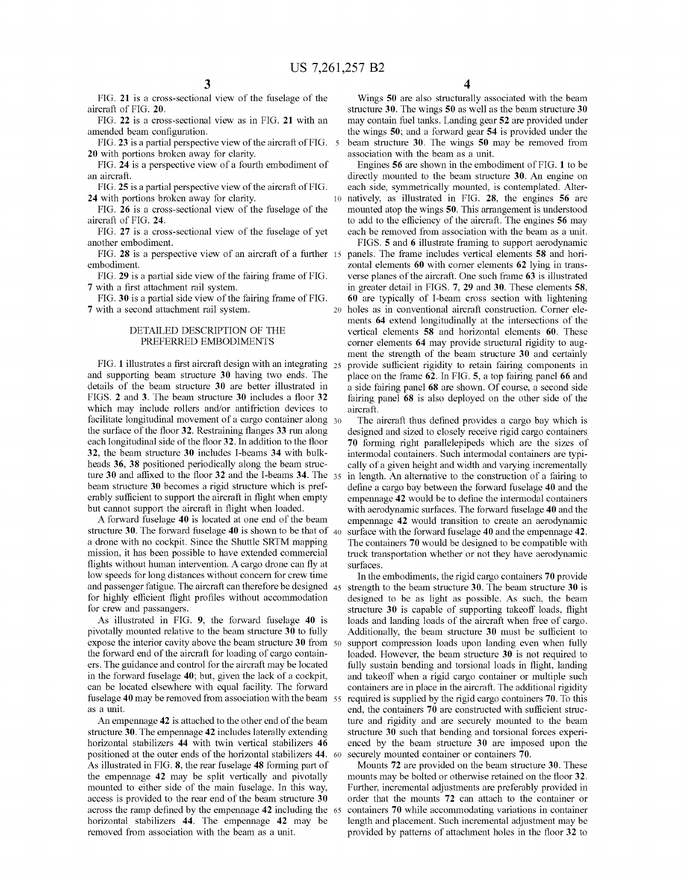FIG. 21 is a cross-sectional view of the fuselage of the aircraft of FIG. 20.

FIG. 22 is a cross-sectional view as in FIG. 21 with an amended beam configuration.

FIG. 23 is a partial perspective view of the aircraft of FIG. 20 with portions broken away for clarity.

FIG. 24 is a perspective view of a fourth embodiment of an aircraft.

FIG. 25 is a partial perspective view of the aircraft of FIG. 24 with portions broken away for clarity.

FIG. 26 is a cross-sectional view of the fuselage of the aircraft of FIG. 24.

FIG. 27 is a cross-sectional view of the fuselage of yet another embodiment.

FIG. 28 is a perspective view of an aircraft of a further embodiment.

FIG. 29 is a partial side view of the fairing frame of FIG. 7 with a first attachment rail system.

FIG. 30 is a partial side view of the fairing frame of FIG. 7 with a second attachment rail system.

## DETAILED DESCRIPTION OF THE PREFERRED EMBODIMENTS

FIG. 1 illustrates a first aircraft design with an integrating and supporting beam structure 30 having two ends. The details of the beam structure 30 are better illustrated in FIGS. 2 and 3. The beam structure 30 includes a floor 32 which may include rollers and/or antifriction devices to facilitate longitudinal movement of a cargo container along the surface of the floor 32. Restraining flanges 33 run along each longitudinal side of the floor 32. In addition to the floor 32, the beam structure 30 includes I-beams 34 with bulkheads 36, 38 positioned periodically along the beam structure 30 and affixed to the floor 32 and the I-beams 34. The beam structure 30 becomes a rigid structure which is preferably sufficient to support the aircraft in flight when empty but cannot support the aircraft in flight when loaded.

A forward fuselage 40 is located at one end of the beam structure 30. The forward fuselage 40 is shown to be that of a drone with no cockpit. Since the Shuttle SRTM mapping mission, it has been possible to have extended commercial flights without human intervention. A cargo drone can fly at low speeds for long distances without concern for crew time and passenger fatigue. The aircraft can therefore be designed for highly efficient flight profiles without accommodation for crew and passangers.

As illustrated in FIG. 9, the forward fuselage 40 is pivotally mounted relative to the beam structure 30 to fully expose the interior cavity above the beam structure 30 from the forward end of the aircraft for loading of cargo containers. The guidance and control for the aircraft may be located in the forward fuselage 40; but, given the lack of a cockpit, can be located elsewhere with equal facility. The forward fuselage 40 may be removed from association with the beam as a unit.

An empennage 42 is attached to the other end of the beam structure 30. The empennage 42 includes laterally extending horizontal stabilizers 44 with twin vertical stabilizers 46 positioned at the outer ends of the horizontal stabilizers 44. As illustrated in FIG. 8, the rear fuselage 48 forming part of the empennage 42 may be split vertically and pivotally mounted to either side of the main fuselage. In this way, access is provided to the rear end of the beam structure 30 across the ramp defined by the empennage 42 including the horizontal stabilizers 44. The empennage 42 may be removed from association with the beam as a unit.

Wings 50 are also structurally associated with the beam structure 30. The wings 50 as well as the beam structure 30 may contain fuel tanks. Landing gear 52 are provided under the wings 50; and a forward gear 54 is provided under the beam structure 30. The wings 50 may be removed from association with the beam as a unit.

Engines 56 are shown in the embodiment of FIG. 1 to be directly mounted to the beam structure 30. An engine on each side, symmetrically mounted, is contemplated. Alternatively, as illustrated in FIG. 28, the engines 56 are mounted atop the wings 50. This arrangement is understood to add to the efficiency of the aircraft. The engines 56 may each be removed from association with the beam as a unit.

FIGS. 5 and 6 illustrate framing to support aerodynamic panels. The frame includes vertical elements 58 and horizontal elements 60 with corner elements 62 lying in transverse planes of the aircraft. One such frame 63 is illustrated in greater detail in FIGS. 7, 29 and 30. These elements 58, 60 are typically of I-beam cross section with lightening holes as in conventional aircraft construction. Corner elements 64 extend longitudinally at the intersections of the vertical elements 58 and horizontal elements 60. These corner elements 64 may provide structural rigidity to augment the strength of the beam structure 30 and certainly provide sufficient rigidity to retain fairing components in place on the frame 62. In FIG. 5, a top fairing panel 66 and a side fairing panel 68 are shown. Of course, a second side fairing panel 68 is also deployed on the other side of the aircraft.

The aircraft thus defined provides a cargo bay which is designed and sized to closely receive rigid cargo containers 70 forming right parallelepipeds which are the sizes of intermodal containers. Such intermodal containers are typically of a given height and width and varying incrementally in length. An alternative to the construction of a fairing to define a cargo bay between the forward fuselage 40 and the empennage 42 would be to define the intermodal containers with aerodynamic surfaces. The forward fuselage 40 and the empennage 42 would transition to create an aerodynamic surface with the forward fuselage 40 and the empennage 42. The containers 70 would be designed to be compatible with truck transportation whether or not they have aerodynamic surfaces.

In the embodiments, the rigid cargo containers 70 provide strength to the beam structure 30. The beam structure 30 is designed to be as light as possible. As such, the beam structure 30 is capable of supporting takeoff loads, flight loads and landing loads of the aircraft when free of cargo. Additionally, the beam structure 30 must be sufficient to support compression loads upon landing even when fully loaded. However, the beam structure 30 is not required to fully sustain bending and torsional loads in flight, landing and takeoff when a rigid cargo container or multiple such containers are in place in the aircraft. The additional rigidity required is supplied by the rigid cargo containers 70. To this end, the containers 70 are constructed with sufficient structure and rigidity and are securely mounted to the beam structure 30 such that bending and torsional forces experienced by the beam structure 30 are imposed upon the securely mounted container or containers 70.

Mounts 72 are provided on the beam structure 30. These mounts may be bolted or otherwise retained on the floor 32. Further, incremental adjustments are preferably provided in order that the mounts 72 can attach to the container or containers 70 while accommodating variations in container length and placement. Such incremental adjustment may be provided by patterns of attachment holes in the floor 32 to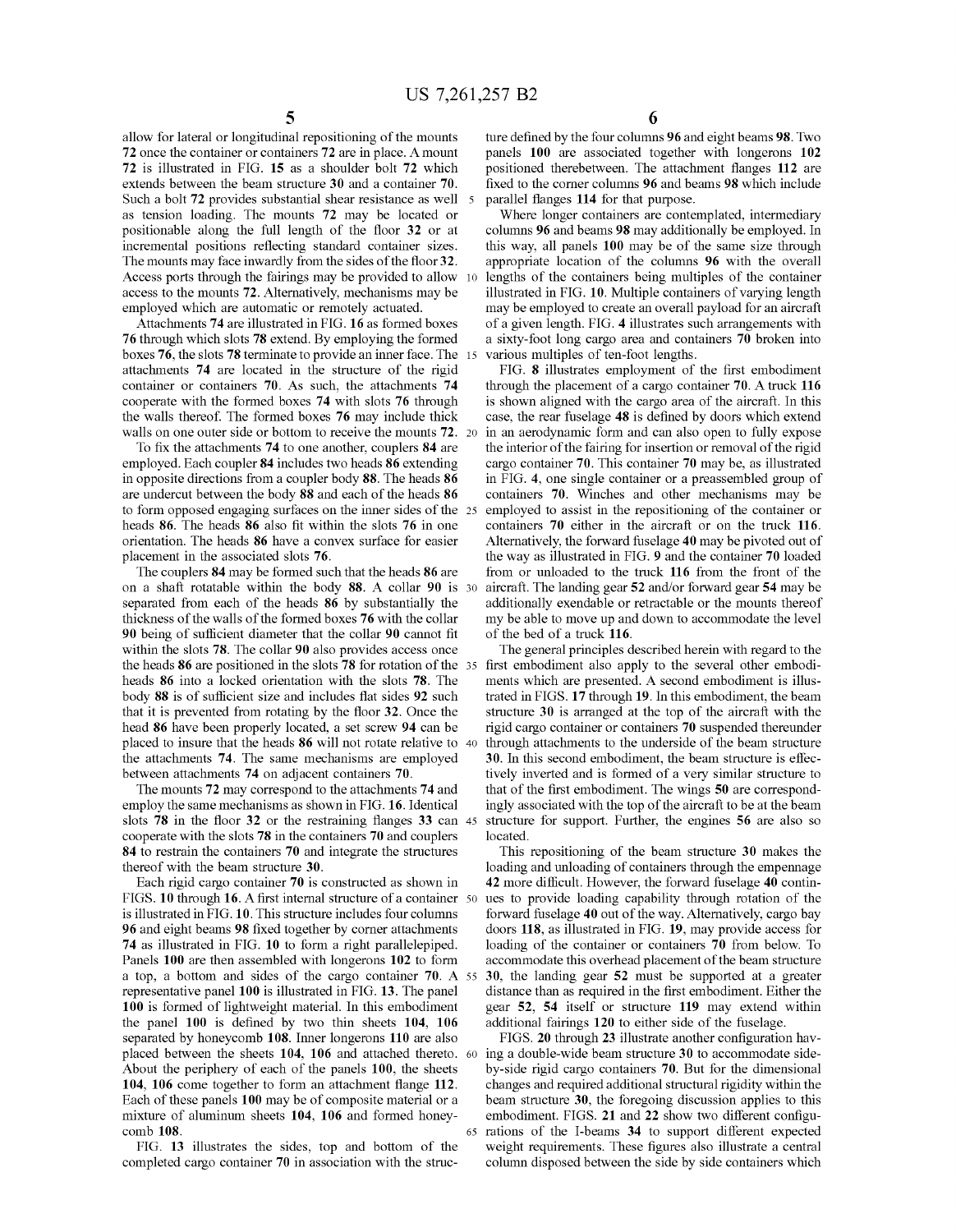allow for lateral or longitudinal repositioning of the mounts 72 once the container or containers 72 are in place. A mount 72 is illustrated in FIG. 15 as a shoulder bolt 72 which extends between the beam structure 30 and a container 70. Such a bolt 72 provides substantial shear resistance as well as tension loading. The mounts 72 may be located or positionable along the full length of the floor 32 or at incremental positions reflecting standard container sizes. The mounts may face inwardly from the sides of the floor 32. Access ports through the fairings may be provided to allow access to the mounts 72. Alternatively, mechanisms may be employed which are automatic or remotely actuated.

Attachments 74 are illustrated in FIG. 16 as formed boxes 76 through which slots 78 extend. By employing the formed boxes 76, the slots 78 terminate to provide an inner face. The attachments 74 are located in the structure of the rigid container or containers 70. As such, the attachments 74 cooperate with the formed boxes 74 with slots 76 through the walls thereof. The formed boxes 76 may include thick walls on one outer side or bottom to receive the mounts 72.

To fix the attachments 74 to one another, couplers 84 are employed. Each coupler 84 includes two heads 86 extending in opposite directions from a coupler body 88. The heads 86 are undercut between the body 88 and each of the heads 86 to form opposed engaging surfaces on the inner sides of the heads 86. The heads 86 also fit within the slots 76 in one orientation. The heads 86 have a convex surface for easier placement in the associated slots 76.

The couplers 84 may be formed such that the heads 86 are on a shaft rotatable within the body 88. A collar 90 is separated from each of the heads 86 by substantially the thickness of the walls of the formed boxes 76 with the collar 90 being of sufficient diameter that the collar 90 cannot fit within the slots 78. The collar 90 also provides access once the heads 86 are positioned in the slots 78 for rotation of the heads 86 into a locked orientation with the slots 78. The body 88 is of sufficient size and includes flat sides 92 such that it is prevented from rotating by the floor 32. Once the head 86 have been properly located, a set screw 94 can be placed to insure that the heads 86 will not rotate relative to the attachments 74. The same mechanisms are employed between attachments 74 on adjacent containers 70.

The mounts 72 may correspond to the attachments 74 and employ the same mechanisms as shown in FIG. 16. Identical slots 78 in the floor 32 or the restraining flanges 33 can cooperate with the slots 78 in the containers 70 and couplers 84 to restrain the containers 70 and integrate the structures thereof with the beam structure 30.

Each rigid cargo container 70 is constructed as shown in FIGS. 10 through 16. A first internal structure of a container is illustrated in FIG. 10. This structure includes four columns 96 and eight beams 98 fixed together by corner attachments 74 as illustrated in FIG. 10 to form a right parallelepiped. Panels 100 are then assembled with longerons 102 to form a top, a bottom and sides of the cargo container 70. A representative panel 100 is illustrated in FIG. 13. The panel 100 is formed of lightweight material. In this embodiment the panel 100 is defined by two thin sheets 104, 106 separated by honeycomb 108. Inner longerons 110 are also placed between the sheets 104, 106 and attached thereto. About the periphery of each of the panels 100, the sheets 104, 106 come together to form an attachment flange 112. Each of these panels 100 may be of composite material or a mixture of aluminum sheets 104, 106 and formed honeycomb 108.

FIG. 13 illustrates the sides, top and bottom of the completed cargo container 70 in association with the structure defined by the four columns 96 and eight beams 98. Two panels 100 are associated together with longerons 102 positioned therebetween. The attachment flanges 112 are fixed to the corner columns 96 and beams 98 which include parallel flanges 114 for that purpose.

Where longer containers are contemplated, intermediary columns 96 and beams 98 may additionally be employed. In this way, all panels 100 may be of the same size through appropriate location of the columns 96 with the overall lengths of the containers being multiples of the container illustrated in FIG. 10. Multiple containers of varying length may be employed to create an overall payload for an aircraft of a given length. FIG. 4 illustrates such arrangements with a sixty-foot long cargo area and containers 70 broken into various multiples of ten-foot lengths.

FIG. 8 illustrates employment of the first embodiment through the placement of a cargo container 70. A truck 116 is shown aligned with the cargo area of the aircraft. In this case, the rear fuselage 48 is defined by doors which extend in an aerodynamic form and can also open to fully expose the interior of the fairing for insertion or removal of the rigid cargo container 70. This container 70 may be, as illustrated in FIG. 4, one single container or a preassembled group of containers 70. Winches and other mechanisms may be employed to assist in the repositioning of the container or containers 70 either in the aircraft or on the truck 116. Alternatively, the forward fuselage 40 may be pivoted out of the way as illustrated in FIG. 9 and the container 70 loaded from or unloaded to the truck 116 from the front of the aircraft. The landing gear 52 and/or forward gear 54 may be additionally extendable or retractable or the mounts thereof my be able to move up and down to accommodate the level of the bed of a truck 116.

The general principles described herein with regard to the first embodiment also apply to the several other embodiments which are presented. A second embodiment is illustrated in FIGS. 17 through 19. In this embodiment, the beam structure 30 is arranged at the top of the aircraft with the rigid cargo container or containers 70 suspended thereunder through attachments to the underside of the beam structure 30. In this second embodiment, the beam structure is effectively inverted and is formed of a very similar structure to that of the first embodiment. The wings 50 are correspondingly associated with the top of the aircraft to be at the beam structure for support. Further, the engines 56 are also so located.

This repositioning of the beam structure 30 makes the loading and unloading of containers through the empennage 42 more difficult. However, the forward fuselage 40 continues to provide loading capability through rotation of the forward fuselage 40 out of the way. Alternatively, cargo bay doors 118, as illustrated in FIG. 19, may provide access for loading of the container or containers 70 from below. To accommodate this overhead placement of the beam structure 30, the landing gear 52 must be supported at a greater distance than as required in the first embodiment. Either the gear 52, 54 itself or structure 119 may extend within additional fairings 120 to either side of the fuselage.

FIGS. 20 through 23 illustrate another configuration having a double-wide beam structure 30 to accommodate side-by-side rigid cargo containers 70. But for the dimensional changes and required additional structural rigidity within the beam structure 30, the foregoing discussion applies to this embodiment. FIGS. 21 and 22 show two different configurations of the I-beams 34 to support different expected weight requirements. These figures also illustrate a central column disposed between the side by side containers which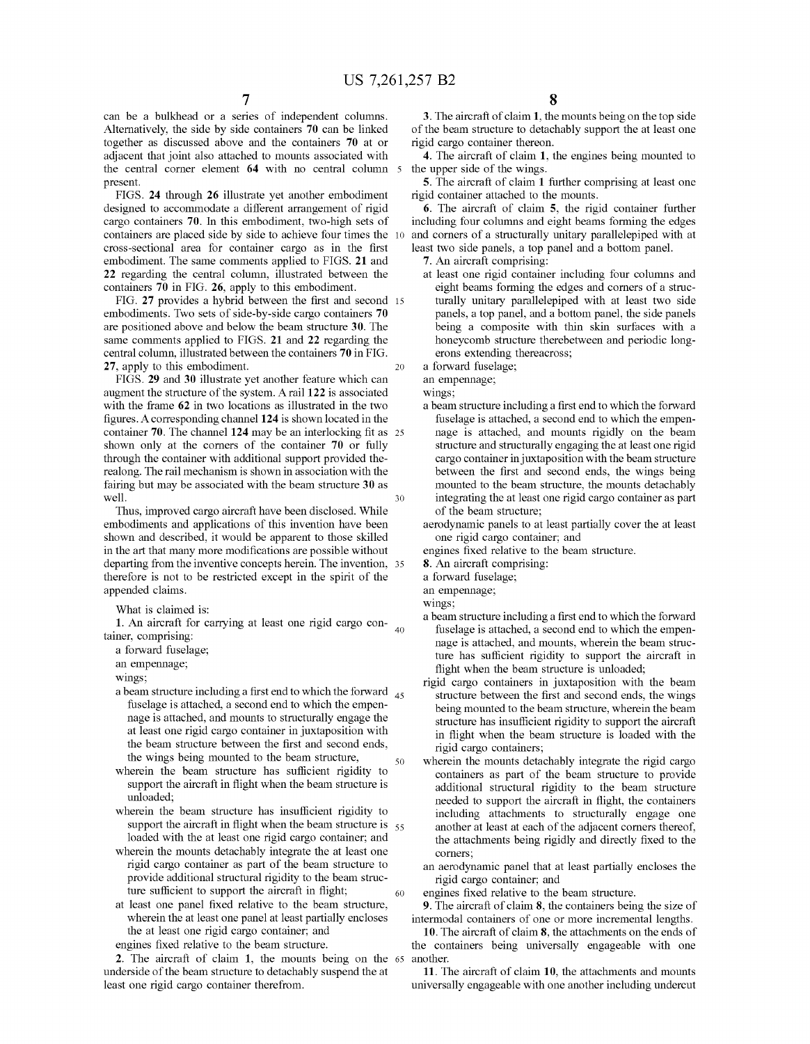can be a bulkhead or a series of independent columns. Alternatively, the side by side containers **70** can be linked together as discussed above and the containers **70** at or adjacent that joint also attached to mounts associated with the central corner element **64** with no central column present.

FIGS. **24** through **26** illustrate yet another embodiment designed to accommodate a different arrangement of rigid cargo containers **70**. In this embodiment, two-high sets of containers are placed side by side to achieve four times the cross-sectional area for container cargo as in the first embodiment. The same comments applied to FIGS. **21** and **22** regarding the central column, illustrated between the containers **70** in FIG. **26**, apply to this embodiment.

FIG. **27** provides a hybrid between the first and second embodiments. Two sets of side-by-side cargo containers **70** are positioned above and below the beam structure **30**. The same comments applied to FIGS. **21** and **22** regarding the central column, illustrated between the containers **70** in FIG. **27**, apply to this embodiment.

FIGS. **29** and **30** illustrate yet another feature which can augment the structure of the system. A rail **122** is associated with the frame **62** in two locations as illustrated in the two figures. A corresponding channel **124** is shown located in the container **70**. The channel **124** may be an interlocking fit as shown only at the corners of the container **70** or fully through the container with additional support provided therealong. The rail mechanism is shown in association with the fairing but may be associated with the beam structure **30** as well.

Thus, improved cargo aircraft have been disclosed. While embodiments and applications of this invention have been shown and described, it would be apparent to those skilled in the art that many more modifications are possible without departing from the inventive concepts herein. The invention, therefore is not to be restricted except in the spirit of the appended claims.

What is claimed is:

**1**. An aircraft for carrying at least one rigid cargo container, comprising:

a forward fuselage;

an empennage;

wings;

a beam structure including a first end to which the forward fuselage is attached, a second end to which the empennage is attached, and mounts to structurally engage the at least one rigid cargo container in juxtaposition with the beam structure between the first and second ends, the wings being mounted to the beam structure,

wherein the beam structure has sufficient rigidity to support the aircraft in flight when the beam structure is unloaded;

wherein the beam structure has insufficient rigidity to support the aircraft in flight when the beam structure is loaded with the at least one rigid cargo container; and

wherein the mounts detachably integrate the at least one rigid cargo container as part of the beam structure to provide additional structural rigidity to the beam structure sufficient to support the aircraft in flight;

at least one panel fixed relative to the beam structure, wherein the at least one panel at least partially encloses the at least one rigid cargo container; and

engines fixed relative to the beam structure.

**2**. The aircraft of claim **1**, the mounts being on the underside of the beam structure to detachably suspend the at least one rigid cargo container therefrom.

**3**. The aircraft of claim **1**, the mounts being on the top side of the beam structure to detachably support the at least one rigid cargo container thereon.

**4**. The aircraft of claim **1**, the engines being mounted to the upper side of the wings.

**5**. The aircraft of claim **1** further comprising at least one rigid container attached to the mounts.

**6**. The aircraft of claim **5**, the rigid container further including four columns and eight beams forming the edges and corners of a structurally unitary parallelepiped with at least two side panels, a top panel and a bottom panel.

**7**. An aircraft comprising:

at least one rigid container including four columns and eight beams forming the edges and corners of a structurally unitary parallelepiped with at least two side panels, a top panel, and a bottom panel, the side panels being a composite with thin skin surfaces with a honeycomb structure therebetween and periodic longerons extending thereacross;

a forward fuselage;

an empennage;

wings;

a beam structure including a first end to which the forward fuselage is attached, a second end to which the empennage is attached, and mounts rigidly on the beam structure and structurally engaging the at least one rigid cargo container in juxtaposition with the beam structure between the first and second ends, the wings being mounted to the beam structure, the mounts detachably integrating the at least one rigid cargo container as part of the beam structure;

aerodynamic panels to at least partially cover the at least one rigid cargo container; and

engines fixed relative to the beam structure.

**8**. An aircraft comprising:

a forward fuselage;

an empennage;

wings;

a beam structure including a first end to which the forward fuselage is attached, a second end to which the empennage is attached, and mounts, wherein the beam structure has sufficient rigidity to support the aircraft in flight when the beam structure is unloaded;

rigid cargo containers in juxtaposition with the beam structure between the first and second ends, the wings being mounted to the beam structure, wherein the beam structure has insufficient rigidity to support the aircraft in flight when the beam structure is loaded with the rigid cargo containers;

wherein the mounts detachably integrate the rigid cargo containers as part of the beam structure to provide additional structural rigidity to the beam structure needed to support the aircraft in flight, the containers including attachments to structurally engage one another at least at each of the adjacent corners thereof, the attachments being rigidly and directly fixed to the corners;

an aerodynamic panel that at least partially encloses the rigid cargo container; and

engines fixed relative to the beam structure.

**9**. The aircraft of claim **8**, the containers being the size of intermodal containers of one or more incremental lengths.

**10**. The aircraft of claim **8**, the attachments on the ends of the containers being universally engageable with one another.

**11**. The aircraft of claim **10**, the attachments and mounts universally engageable with one another including undercut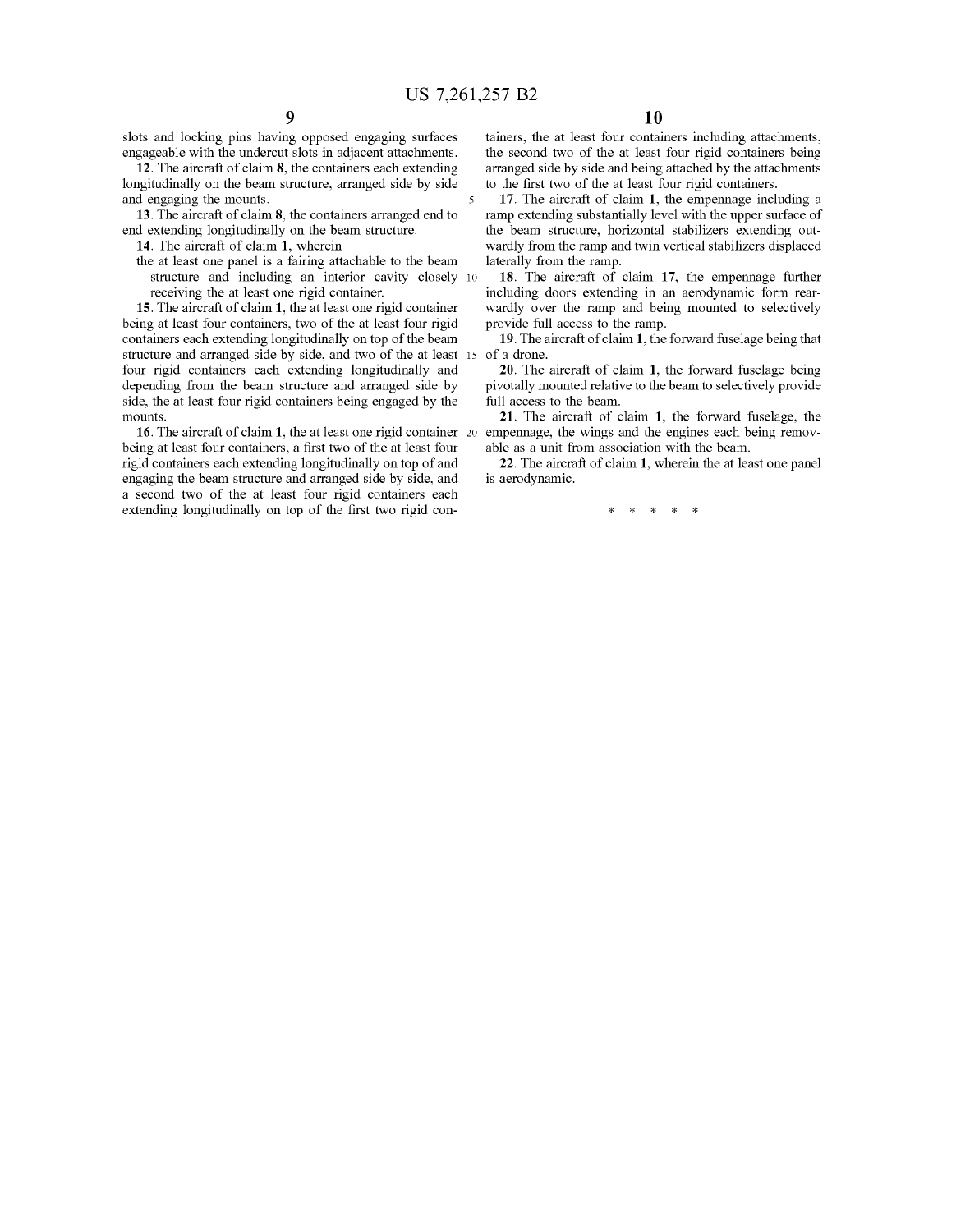slots and locking pins having opposed engaging surfaces engageable with the undercut slots in adjacent attachments.

**12**. The aircraft of claim **8**, the containers each extending longitudinally on the beam structure, arranged side by side and engaging the mounts.

**13**. The aircraft of claim **8**, the containers arranged end to end extending longitudinally on the beam structure.

**14**. The aircraft of claim **1**, wherein

the at least one panel is a fairing attachable to the beam structure and including an interior cavity closely receiving the at least one rigid container.

**15**. The aircraft of claim **1**, the at least one rigid container being at least four containers, two of the at least four rigid containers each extending longitudinally on top of the beam structure and arranged side by side, and two of the at least four rigid containers each extending longitudinally and depending from the beam structure and arranged side by side, the at least four rigid containers being engaged by the mounts.

**16**. The aircraft of claim **1**, the at least one rigid container being at least four containers, a first two of the at least four rigid containers each extending longitudinally on top of and engaging the beam structure and arranged side by side, and a second two of the at least four rigid containers each extending longitudinally on top of the first two rigid containers, the at least four containers including attachments, the second two of the at least four rigid containers being arranged side by side and being attached by the attachments to the first two of the at least four rigid containers.

**17**. The aircraft of claim **1**, the empennage including a ramp extending substantially level with the upper surface of the beam structure, horizontal stabilizers extending outwardly from the ramp and twin vertical stabilizers displaced laterally from the ramp.

**18**. The aircraft of claim **17**, the empennage further including doors extending in an aerodynamic form rearwardly over the ramp and being mounted to selectively provide full access to the ramp.

**19**. The aircraft of claim **1**, the forward fuselage being that of a drone.

**20**. The aircraft of claim **1**, the forward fuselage being pivotally mounted relative to the beam to selectively provide full access to the beam.

**21**. The aircraft of claim **1**, the forward fuselage, the empennage, the wings and the engines each being removable as a unit from association with the beam.

**22**. The aircraft of claim **1**, wherein the at least one panel is aerodynamic.

* * * * *